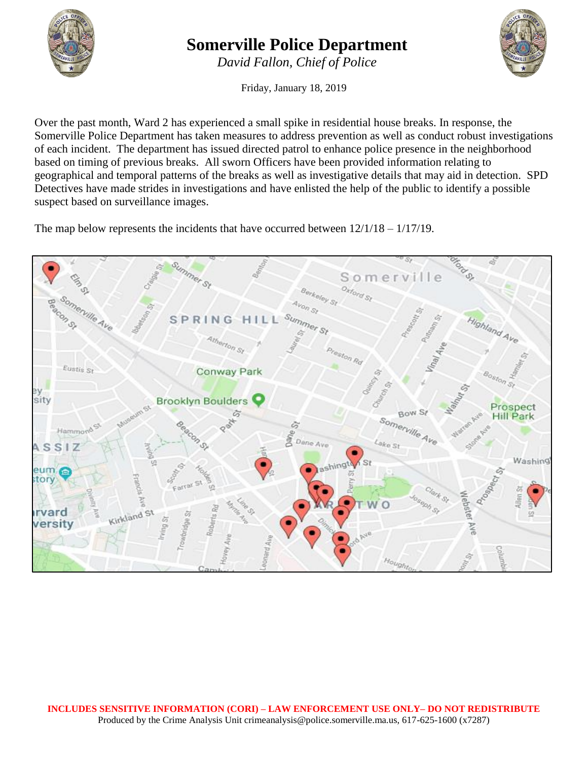# Somerville Police Department

*David Fallon, Chief of Police*

Friday, January 18, 2019

Over the past month, Ward 2 has experienced a small spike in residential house breaks. In response, the Somerville Police Department has taken measures to address prevention as well as conduct robust investigations of each incident. The department has issued directed patrol to enhance police presence in the neighborhood based on timing of previous breaks. All sworn Officers have been provided information relating to geographical and temporal patterns of the breaks as well as investigative details that may aid in detection. SPD Detectives have made strides in investigations and have enlisted the help of the public to identify a possible suspect based on surveillance images.

The map below represents the incidents that have occurred between 12/1/18 – 1/17/19.

**INCLUDES SENSITIVE INFORMATION (CORI) – LAW ENFORCEMENT USE ONLY– DO NOT REDISTRIBUTE**

Produced by the Crime Analysis Unit crimeanalysis@police.somerville.ma.us, 617-625-1600 (x7287)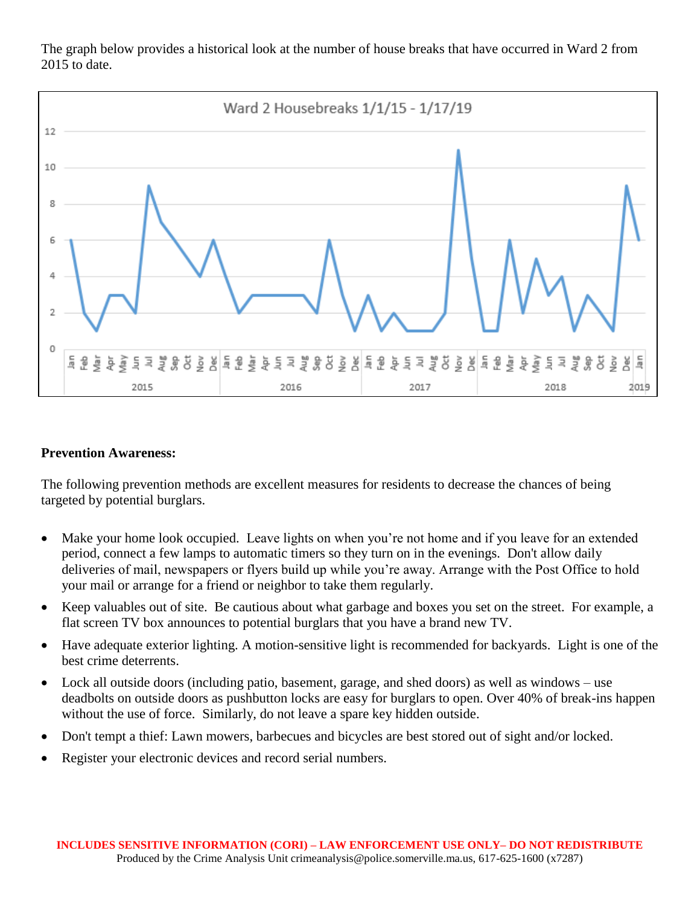The graph below provides a historical look at the number of house breaks that have occurred in Ward 2 from 2015 to date.

Ward 2 Housebreaks 1/1/15 - 1/17/19

12
10
8
6
4
2
0

Jan Feb Mar Apr May Jun Jul Aug Sep Oct Nov Dec Jan Feb Mar Apr Jun Jul Aug Sep Oct Nov Dec Jan Feb Apr Jun Jul Aug Oct Nov Dec Jan Feb Mar Apr May Jun Jul Aug Sep Oct Nov Dec Jan

2015 2016 2017 2018 2019

**Prevention Awareness:**

The following prevention methods are excellent measures for residents to decrease the chances of being targeted by potential burglars.

- Make your home look occupied. Leave lights on when you're not home and if you leave for an extended period, connect a few lamps to automatic timers so they turn on in the evenings. Don't allow daily deliveries of mail, newspapers or flyers build up while you're away. Arrange with the Post Office to hold your mail or arrange for a friend or neighbor to take them regularly.
- Keep valuables out of site. Be cautious about what garbage and boxes you set on the street. For example, a flat screen TV box announces to potential burglars that you have a brand new TV.
- Have adequate exterior lighting. A motion-sensitive light is recommended for backyards. Light is one of the best crime deterrents.
- Lock all outside doors (including patio, basement, garage, and shed doors) as well as windows – use deadbolts on outside doors as pushbutton locks are easy for burglars to open. Over 40% of break-ins happen without the use of force. Similarly, do not leave a spare key hidden outside.
- Don't tempt a thief: Lawn mowers, barbecues and bicycles are best stored out of sight and/or locked.
- Register your electronic devices and record serial numbers.

**INCLUDES SENSITIVE INFORMATION (CORI) – LAW ENFORCEMENT USE ONLY– DO NOT REDISTRIBUTE**
Produced by the Crime Analysis Unit crimeanalysis@police.somerville.ma.us, 617-625-1600 (x7287)